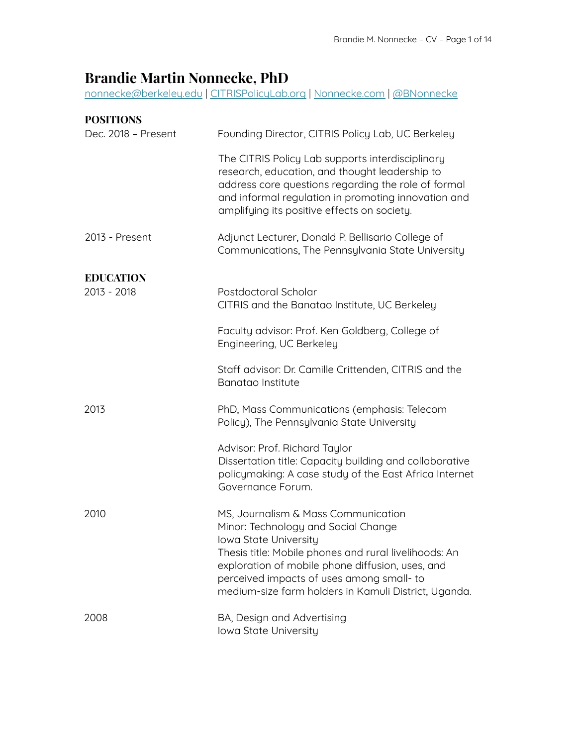# Brandie Martin Nonnecke, PhD

[nonnecke@berkeley.edu](mailto:nonnecke@berkeley.edu) | [CITRISPolicyLab.org](CITRISPolicyLab.org) | [Nonnecke.com](Nonnecke.com) | [@BNonnecke](@BNonnecke)

## POSITIONS

**Dec. 2018 – Present**
Founding Director, CITRIS Policy Lab, UC Berkeley

The CITRIS Policy Lab supports interdisciplinary research, education, and thought leadership to address core questions regarding the role of formal and informal regulation in promoting innovation and amplifying its positive effects on society.

**2013 - Present**
Adjunct Lecturer, Donald P. Bellisario College of Communications, The Pennsylvania State University

## EDUCATION

**2013 - 2018**
Postdoctoral Scholar
CITRIS and the Banatao Institute, UC Berkeley

Faculty advisor: Prof. Ken Goldberg, College of Engineering, UC Berkeley

Staff advisor: Dr. Camille Crittenden, CITRIS and the Banatao Institute

**2013**
PhD, Mass Communications (emphasis: Telecom Policy), The Pennsylvania State University

Advisor: Prof. Richard Taylor
Dissertation title: Capacity building and collaborative policymaking: A case study of the East Africa Internet Governance Forum.

**2010**
MS, Journalism & Mass Communication
Minor: Technology and Social Change
Iowa State University
Thesis title: Mobile phones and rural livelihoods: An exploration of mobile phone diffusion, uses, and perceived impacts of uses among small- to medium-size farm holders in Kamuli District, Uganda.

**2008**
BA, Design and Advertising
Iowa State University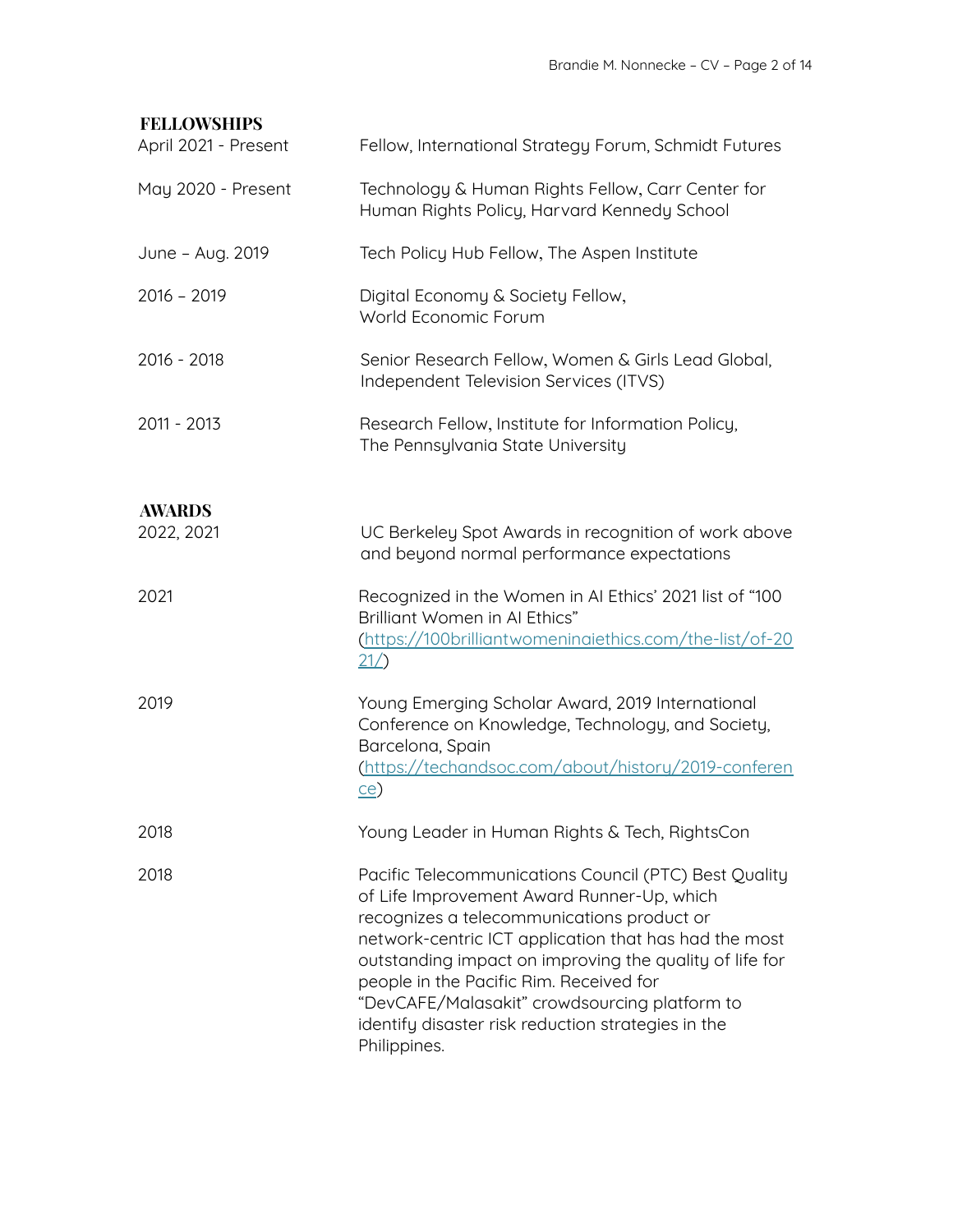## FELLOWSHIPS

| | |
|---|---|
| April 2021 - Present | Fellow, International Strategy Forum, Schmidt Futures |
| May 2020 - Present | Technology & Human Rights Fellow, Carr Center for Human Rights Policy, Harvard Kennedy School |
| June – Aug. 2019 | Tech Policy Hub Fellow, The Aspen Institute |
| 2016 – 2019 | Digital Economy & Society Fellow, World Economic Forum |
| 2016 - 2018 | Senior Research Fellow, Women & Girls Lead Global, Independent Television Services (ITVS) |
| 2011 - 2013 | Research Fellow, Institute for Information Policy, The Pennsylvania State University |

## AWARDS

| | |
|---|---|
| 2022, 2021 | UC Berkeley Spot Awards in recognition of work above and beyond normal performance expectations |
| 2021 | Recognized in the Women in AI Ethics' 2021 list of "100 Brilliant Women in AI Ethics" (https://100brilliantwomeninaiethics.com/the-list/of-2021/) |
| 2019 | Young Emerging Scholar Award, 2019 International Conference on Knowledge, Technology, and Society, Barcelona, Spain (https://techandsoc.com/about/history/2019-conference) |
| 2018 | Young Leader in Human Rights & Tech, RightsCon |
| 2018 | Pacific Telecommunications Council (PTC) Best Quality of Life Improvement Award Runner-Up, which recognizes a telecommunications product or network-centric ICT application that has had the most outstanding impact on improving the quality of life for people in the Pacific Rim. Received for "DevCAFE/Malasakit" crowdsourcing platform to identify disaster risk reduction strategies in the Philippines. |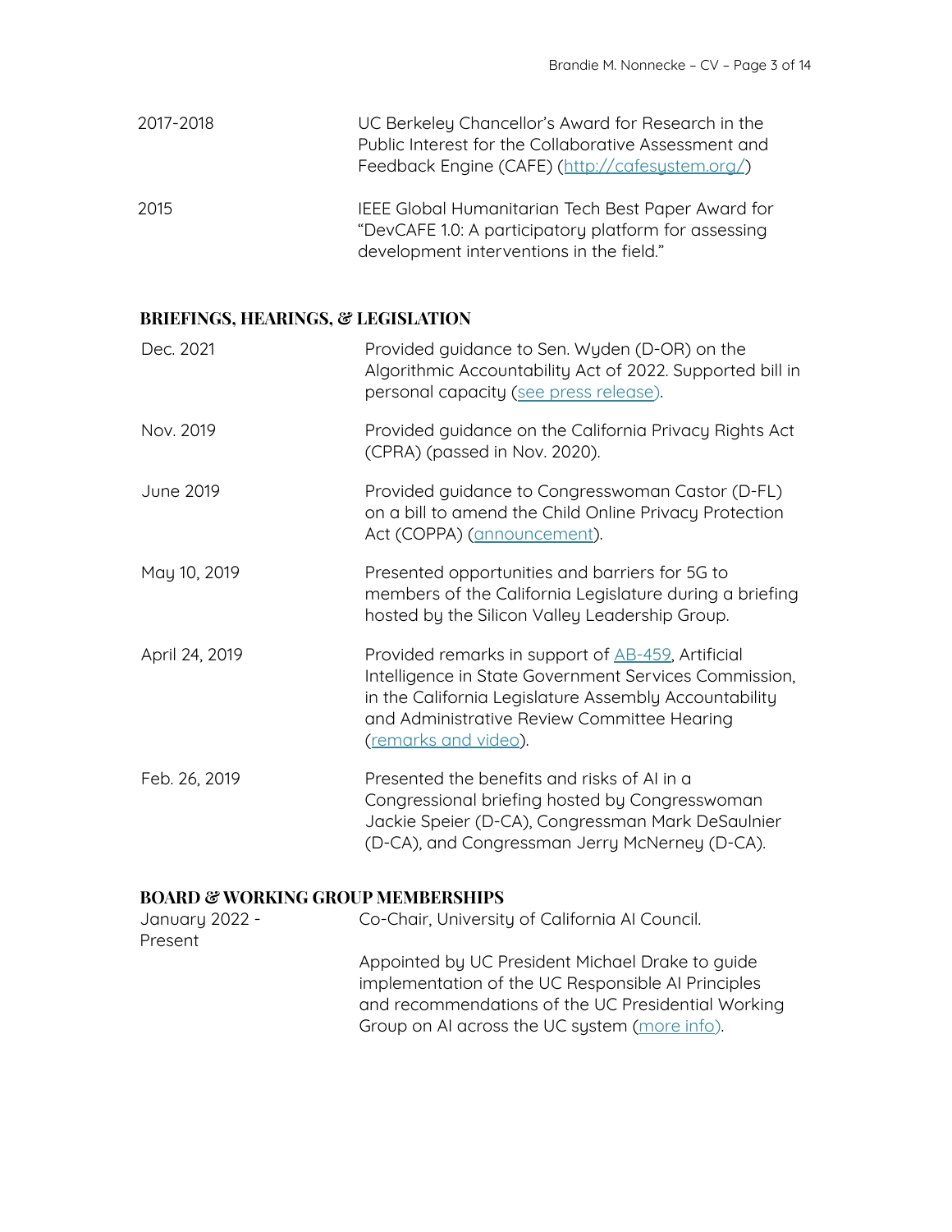| | |
|---|---|
| 2017-2018 | UC Berkeley Chancellor's Award for Research in the Public Interest for the Collaborative Assessment and Feedback Engine (CAFE) (http://cafesystem.org/) |
| 2015 | IEEE Global Humanitarian Tech Best Paper Award for "DevCAFE 1.0: A participatory platform for assessing development interventions in the field." |

## BRIEFINGS, HEARINGS, & LEGISLATION

| | |
|---|---|
| Dec. 2021 | Provided guidance to Sen. Wyden (D-OR) on the Algorithmic Accountability Act of 2022. Supported bill in personal capacity (see press release). |
| Nov. 2019 | Provided guidance on the California Privacy Rights Act (CPRA) (passed in Nov. 2020). |
| June 2019 | Provided guidance to Congresswoman Castor (D-FL) on a bill to amend the Child Online Privacy Protection Act (COPPA) (announcement). |
| May 10, 2019 | Presented opportunities and barriers for 5G to members of the California Legislature during a briefing hosted by the Silicon Valley Leadership Group. |
| April 24, 2019 | Provided remarks in support of AB-459, Artificial Intelligence in State Government Services Commission, in the California Legislature Assembly Accountability and Administrative Review Committee Hearing (remarks and video). |
| Feb. 26, 2019 | Presented the benefits and risks of AI in a Congressional briefing hosted by Congresswoman Jackie Speier (D-CA), Congressman Mark DeSaulnier (D-CA), and Congressman Jerry McNerney (D-CA). |

## BOARD & WORKING GROUP MEMBERSHIPS

| | |
|---|---|
| January 2022 - Present | Co-Chair, University of California AI Council.<br><br>Appointed by UC President Michael Drake to guide implementation of the UC Responsible AI Principles and recommendations of the UC Presidential Working Group on AI across the UC system (more info). |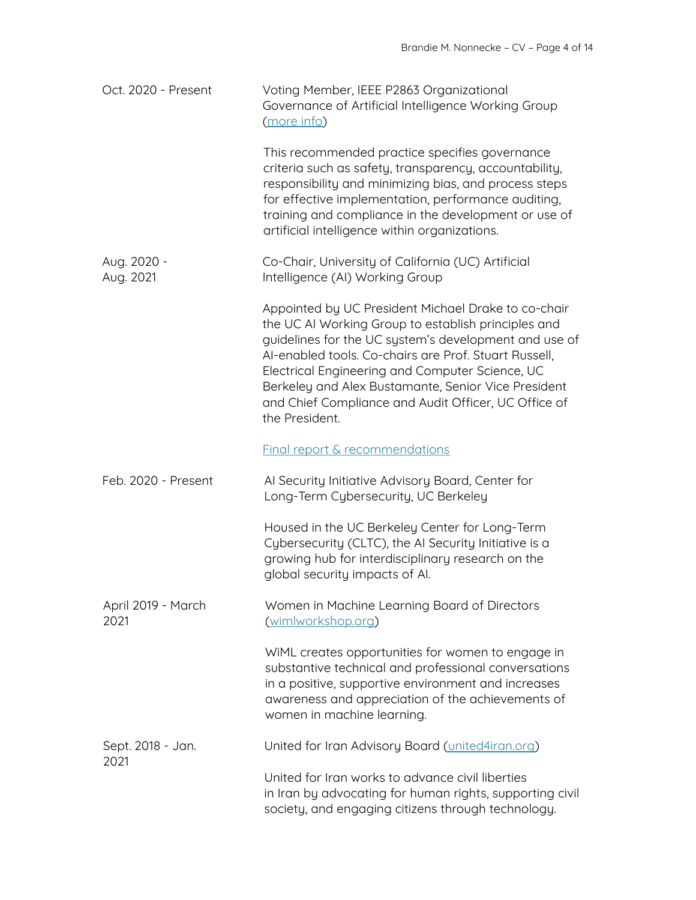Oct. 2020 - Present

Voting Member, IEEE P2863 Organizational Governance of Artificial Intelligence Working Group (more info)

This recommended practice specifies governance criteria such as safety, transparency, accountability, responsibility and minimizing bias, and process steps for effective implementation, performance auditing, training and compliance in the development or use of artificial intelligence within organizations.

Aug. 2020 - Aug. 2021

Co-Chair, University of California (UC) Artificial Intelligence (AI) Working Group

Appointed by UC President Michael Drake to co-chair the UC AI Working Group to establish principles and guidelines for the UC system's development and use of AI-enabled tools. Co-chairs are Prof. Stuart Russell, Electrical Engineering and Computer Science, UC Berkeley and Alex Bustamante, Senior Vice President and Chief Compliance and Audit Officer, UC Office of the President.

Final report & recommendations

Feb. 2020 - Present

AI Security Initiative Advisory Board, Center for Long-Term Cybersecurity, UC Berkeley

Housed in the UC Berkeley Center for Long-Term Cybersecurity (CLTC), the AI Security Initiative is a growing hub for interdisciplinary research on the global security impacts of AI.

April 2019 - March 2021

Women in Machine Learning Board of Directors (wimlworkshop.org)

WiML creates opportunities for women to engage in substantive technical and professional conversations in a positive, supportive environment and increases awareness and appreciation of the achievements of women in machine learning.

Sept. 2018 - Jan. 2021

United for Iran Advisory Board (united4iran.org)

United for Iran works to advance civil liberties in Iran by advocating for human rights, supporting civil society, and engaging citizens through technology.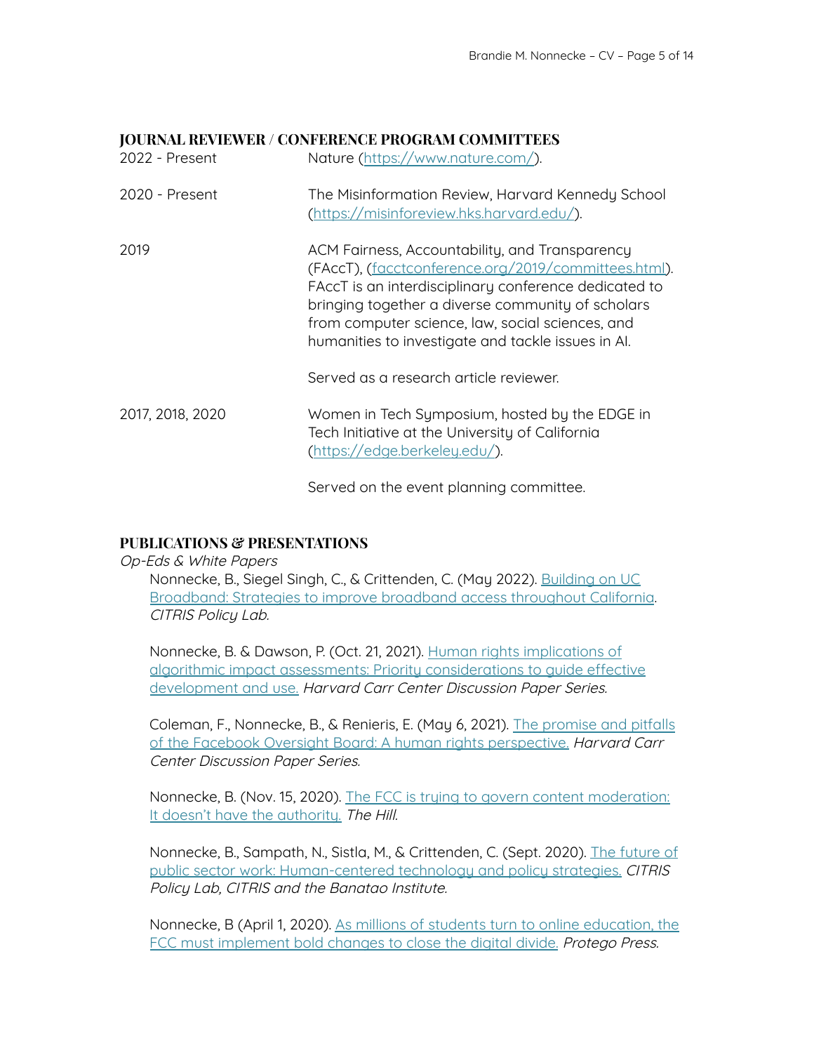## JOURNAL REVIEWER / CONFERENCE PROGRAM COMMITTEES

2022 - Present Nature (https://www.nature.com/).

2020 - Present The Misinformation Review, Harvard Kennedy School (https://misinforeview.hks.harvard.edu/).

2019 ACM Fairness, Accountability, and Transparency (FAccT), (facctconference.org/2019/committees.html). FAccT is an interdisciplinary conference dedicated to bringing together a diverse community of scholars from computer science, law, social sciences, and humanities to investigate and tackle issues in AI.

Served as a research article reviewer.

2017, 2018, 2020 Women in Tech Symposium, hosted by the EDGE in Tech Initiative at the University of California (https://edge.berkeley.edu/).

Served on the event planning committee.

## PUBLICATIONS & PRESENTATIONS

*Op-Eds & White Papers*

Nonnecke, B., Siegel Singh, C., & Crittenden, C. (May 2022). Building on UC Broadband: Strategies to improve broadband access throughout California. *CITRIS Policy Lab.*

Nonnecke, B. & Dawson, P. (Oct. 21, 2021). Human rights implications of algorithmic impact assessments: Priority considerations to guide effective development and use. *Harvard Carr Center Discussion Paper Series.*

Coleman, F., Nonnecke, B., & Renieris, E. (May 6, 2021). The promise and pitfalls of the Facebook Oversight Board: A human rights perspective. *Harvard Carr Center Discussion Paper Series.*

Nonnecke, B. (Nov. 15, 2020). The FCC is trying to govern content moderation: It doesn't have the authority. *The Hill.*

Nonnecke, B., Sampath, N., Sistla, M., & Crittenden, C. (Sept. 2020). The future of public sector work: Human-centered technology and policy strategies. *CITRIS Policy Lab, CITRIS and the Banatao Institute.*

Nonnecke, B (April 1, 2020). As millions of students turn to online education, the FCC must implement bold changes to close the digital divide. *Protego Press.*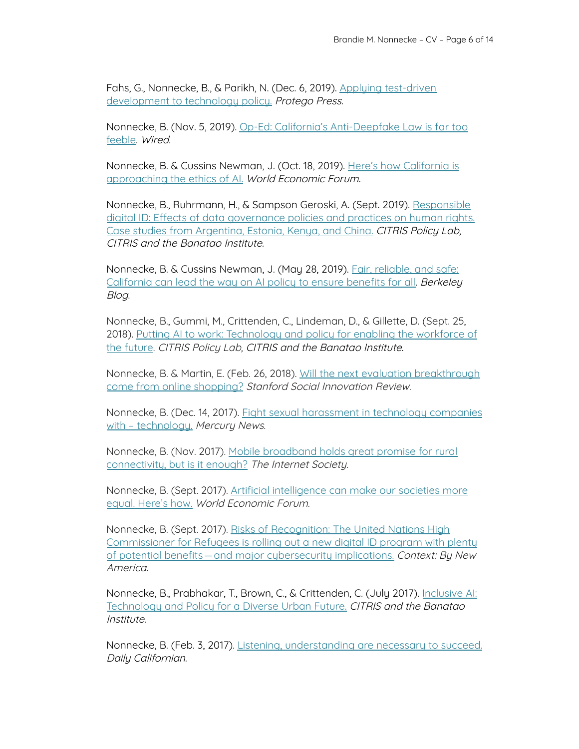Fahs, G., Nonnecke, B., & Parikh, N. (Dec. 6, 2019). Applying test-driven development to technology policy. *Protego Press.*

Nonnecke, B. (Nov. 5, 2019). Op-Ed: California's Anti-Deepfake Law is far too feeble. *Wired.*

Nonnecke, B. & Cussins Newman, J. (Oct. 18, 2019). Here's how California is approaching the ethics of AI. *World Economic Forum.*

Nonnecke, B., Ruhrmann, H., & Sampson Geroski, A. (Sept. 2019). Responsible digital ID: Effects of data governance policies and practices on human rights. Case studies from Argentina, Estonia, Kenya, and China. *CITRIS Policy Lab, CITRIS and the Banatao Institute.*

Nonnecke, B. & Cussins Newman, J. (May 28, 2019). Fair, reliable, and safe: California can lead the way on AI policy to ensure benefits for all. *Berkeley Blog.*

Nonnecke, B., Gummi, M., Crittenden, C., Lindeman, D., & Gillette, D. (Sept. 25, 2018). Putting AI to work: Technology and policy for enabling the workforce of the future. *CITRIS Policy Lab, CITRIS and the Banatao Institute.*

Nonnecke, B. & Martin, E. (Feb. 26, 2018). Will the next evaluation breakthrough come from online shopping? *Stanford Social Innovation Review.*

Nonnecke, B. (Dec. 14, 2017). Fight sexual harassment in technology companies with – technology. *Mercury News.*

Nonnecke, B. (Nov. 2017). Mobile broadband holds great promise for rural connectivity, but is it enough? *The Internet Society.*

Nonnecke, B. (Sept. 2017). Artificial intelligence can make our societies more equal. Here's how. *World Economic Forum.*

Nonnecke, B. (Sept. 2017). Risks of Recognition: The United Nations High Commissioner for Refugees is rolling out a new digital ID program with plenty of potential benefits—and major cybersecurity implications. *Context: By New America.*

Nonnecke, B., Prabhakar, T., Brown, C., & Crittenden, C. (July 2017). Inclusive AI: Technology and Policy for a Diverse Urban Future. *CITRIS and the Banatao Institute.*

Nonnecke, B. (Feb. 3, 2017). Listening, understanding are necessary to succeed. *Daily Californian.*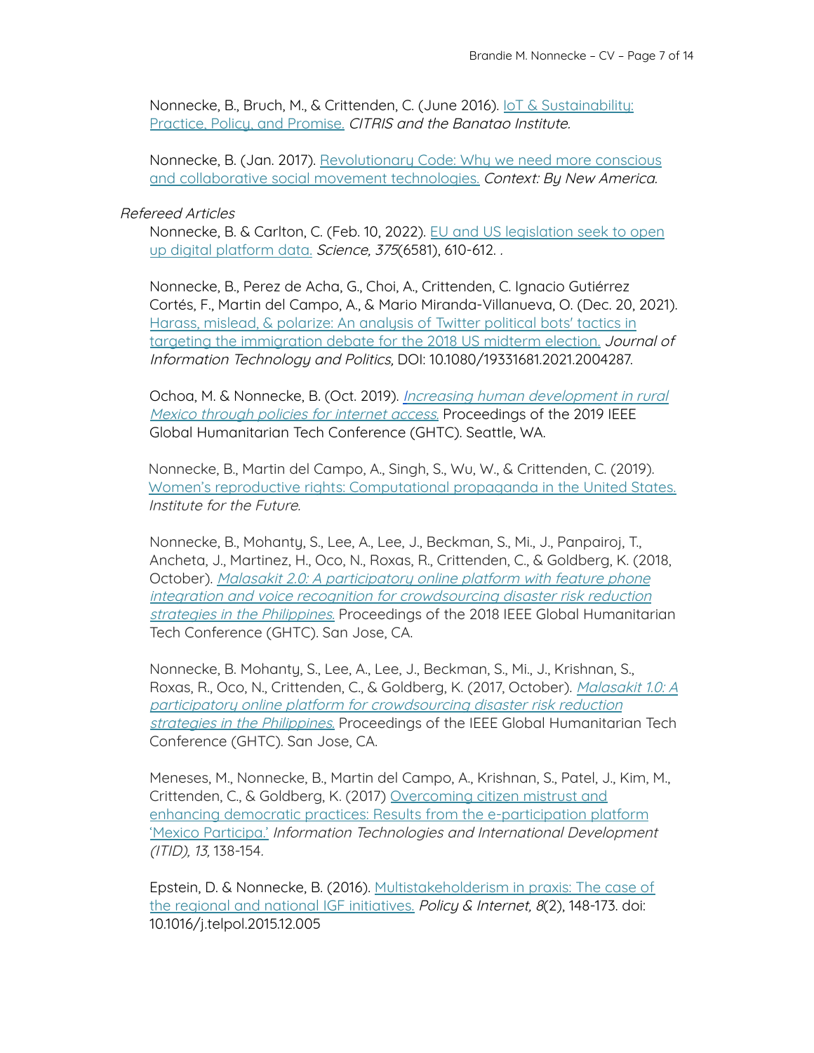Nonnecke, B., Bruch, M., & Crittenden, C. (June 2016). IoT & Sustainability: Practice, Policy, and Promise. *CITRIS and the Banatao Institute.*

Nonnecke, B. (Jan. 2017). Revolutionary Code: Why we need more conscious and collaborative social movement technologies. *Context: By New America.*

*Refereed Articles*

Nonnecke, B. & Carlton, C. (Feb. 10, 2022). EU and US legislation seek to open up digital platform data. *Science, 375*(6581), 610-612. .

Nonnecke, B., Perez de Acha, G., Choi, A., Crittenden, C. Ignacio Gutiérrez Cortés, F., Martin del Campo, A., & Mario Miranda-Villanueva, O. (Dec. 20, 2021). Harass, mislead, & polarize: An analysis of Twitter political bots' tactics in targeting the immigration debate for the 2018 US midterm election. *Journal of Information Technology and Politics,* DOI: 10.1080/19331681.2021.2004287.

Ochoa, M. & Nonnecke, B. (Oct. 2019). *Increasing human development in rural Mexico through policies for internet access.* Proceedings of the 2019 IEEE Global Humanitarian Tech Conference (GHTC). Seattle, WA.

Nonnecke, B., Martin del Campo, A., Singh, S., Wu, W., & Crittenden, C. (2019). Women's reproductive rights: Computational propaganda in the United States. *Institute for the Future.*

Nonnecke, B., Mohanty, S., Lee, A., Lee, J., Beckman, S., Mi., J., Panpairoj, T., Ancheta, J., Martinez, H., Oco, N., Roxas, R., Crittenden, C., & Goldberg, K. (2018, October). *Malasakit 2.0: A participatory online platform with feature phone integration and voice recognition for crowdsourcing disaster risk reduction strategies in the Philippines.* Proceedings of the 2018 IEEE Global Humanitarian Tech Conference (GHTC). San Jose, CA.

Nonnecke, B. Mohanty, S., Lee, A., Lee, J., Beckman, S., Mi., J., Krishnan, S., Roxas, R., Oco, N., Crittenden, C., & Goldberg, K. (2017, October). *Malasakit 1.0: A participatory online platform for crowdsourcing disaster risk reduction strategies in the Philippines.* Proceedings of the IEEE Global Humanitarian Tech Conference (GHTC). San Jose, CA.

Meneses, M., Nonnecke, B., Martin del Campo, A., Krishnan, S., Patel, J., Kim, M., Crittenden, C., & Goldberg, K. (2017) Overcoming citizen mistrust and enhancing democratic practices: Results from the e-participation platform 'Mexico Participa.' *Information Technologies and International Development (ITID), 13,* 138-154.

Epstein, D. & Nonnecke, B. (2016). Multistakeholderism in praxis: The case of the regional and national IGF initiatives. *Policy & Internet, 8*(2), 148-173. doi: 10.1016/j.telpol.2015.12.005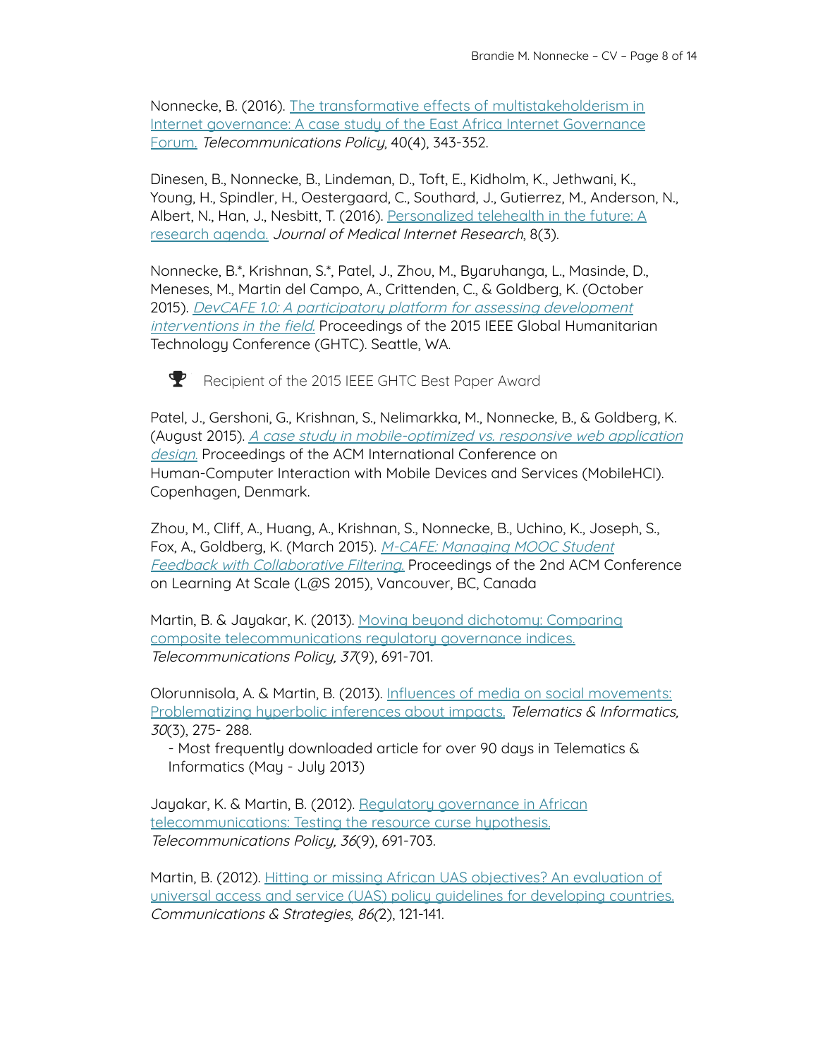Nonnecke, B. (2016). [The transformative effects of multistakeholderism in Internet governance: A case study of the East Africa Internet Governance Forum.]() *Telecommunications Policy*, 40(4), 343-352.

Dinesen, B., Nonnecke, B., Lindeman, D., Toft, E., Kidholm, K., Jethwani, K., Young, H., Spindler, H., Oestergaard, C., Southard, J., Gutierrez, M., Anderson, N., Albert, N., Han, J., Nesbitt, T. (2016). [Personalized telehealth in the future: A research agenda.]() *Journal of Medical Internet Research*, 8(3).

Nonnecke, B.*, Krishnan, S.*, Patel, J., Zhou, M., Byaruhanga, L., Masinde, D., Meneses, M., Martin del Campo, A., Crittenden, C., & Goldberg, K. (October 2015). *[DevCAFE 1.0: A participatory platform for assessing development interventions in the field.]()* Proceedings of the 2015 IEEE Global Humanitarian Technology Conference (GHTC). Seattle, WA.

🏆 Recipient of the 2015 IEEE GHTC Best Paper Award

Patel, J., Gershoni, G., Krishnan, S., Nelimarkka, M., Nonnecke, B., & Goldberg, K. (August 2015). *[A case study in mobile-optimized vs. responsive web application design.]()* Proceedings of the ACM International Conference on Human-Computer Interaction with Mobile Devices and Services (MobileHCI). Copenhagen, Denmark.

Zhou, M., Cliff, A., Huang, A., Krishnan, S., Nonnecke, B., Uchino, K., Joseph, S., Fox, A., Goldberg, K. (March 2015). *[M-CAFE: Managing MOOC Student Feedback with Collaborative Filtering.]()* Proceedings of the 2nd ACM Conference on Learning At Scale (L@S 2015), Vancouver, BC, Canada

Martin, B. & Jayakar, K. (2013). [Moving beyond dichotomy: Comparing composite telecommunications regulatory governance indices.]() *Telecommunications Policy, 37*(9), 691-701.

Olorunnisola, A. & Martin, B. (2013). [Influences of media on social movements: Problematizing hyperbolic inferences about impacts.]() *Telematics & Informatics, 30*(3), 275- 288.
- Most frequently downloaded article for over 90 days in Telematics & Informatics (May - July 2013)

Jayakar, K. & Martin, B. (2012). [Regulatory governance in African telecommunications: Testing the resource curse hypothesis.]() *Telecommunications Policy, 36*(9), 691-703.

Martin, B. (2012). [Hitting or missing African UAS objectives? An evaluation of universal access and service (UAS) policy guidelines for developing countries.]() *Communications & Strategies, 86*(2), 121-141.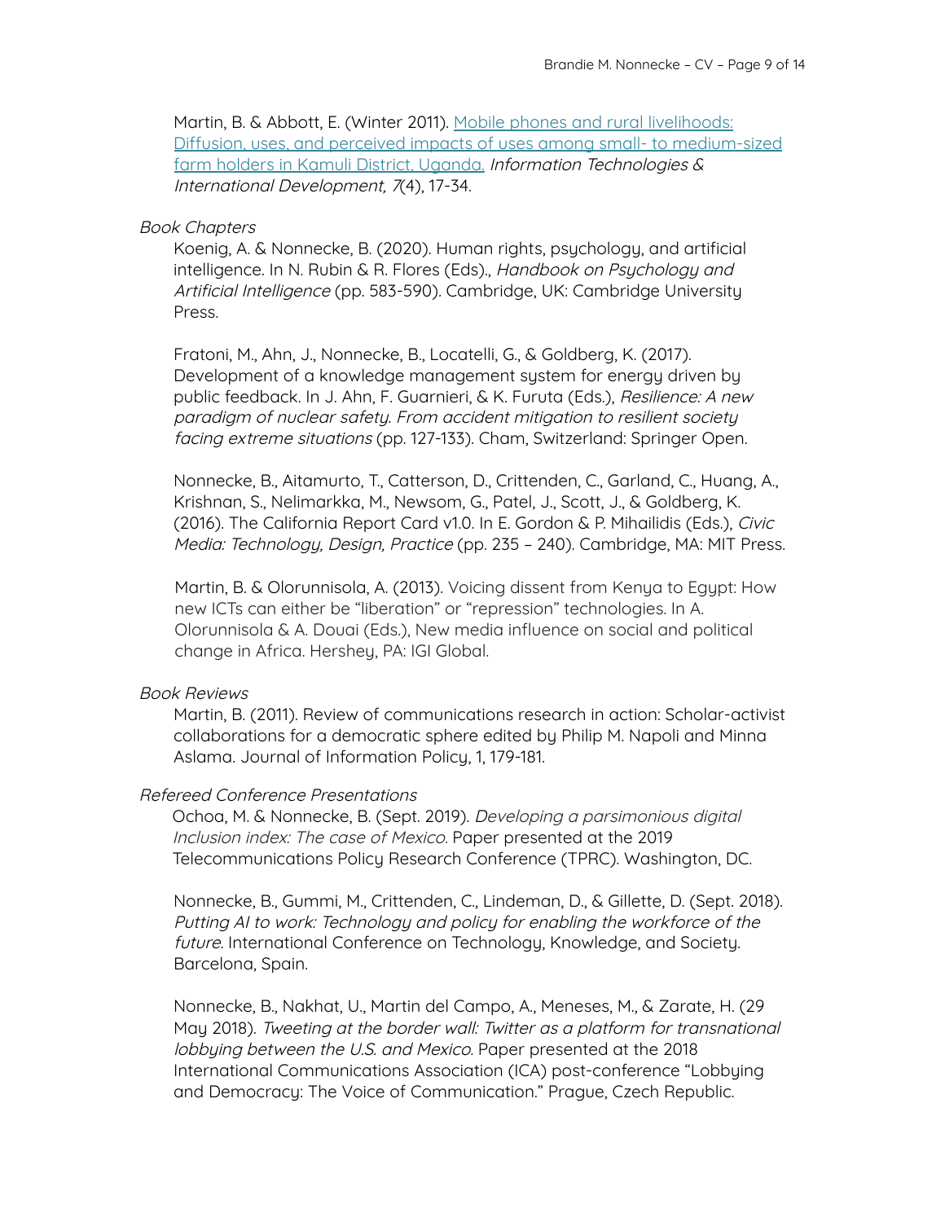Martin, B. & Abbott, E. (Winter 2011). [Mobile phones and rural livelihoods: Diffusion, uses, and perceived impacts of uses among small- to medium-sized farm holders in Kamuli District, Uganda.]() *Information Technologies & International Development, 7*(4), 17-34.

*Book Chapters*

Koenig, A. & Nonnecke, B. (2020). Human rights, psychology, and artificial intelligence. In N. Rubin & R. Flores (Eds)., *Handbook on Psychology and Artificial Intelligence* (pp. 583-590). Cambridge, UK: Cambridge University Press.

Fratoni, M., Ahn, J., Nonnecke, B., Locatelli, G., & Goldberg, K. (2017). Development of a knowledge management system for energy driven by public feedback. In J. Ahn, F. Guarnieri, & K. Furuta (Eds.), *Resilience: A new paradigm of nuclear safety. From accident mitigation to resilient society facing extreme situations* (pp. 127-133). Cham, Switzerland: Springer Open.

Nonnecke, B., Aitamurto, T., Catterson, D., Crittenden, C., Garland, C., Huang, A., Krishnan, S., Nelimarkka, M., Newsom, G., Patel, J., Scott, J., & Goldberg, K. (2016). The California Report Card v1.0. In E. Gordon & P. Mihailidis (Eds.), *Civic Media: Technology, Design, Practice* (pp. 235 – 240). Cambridge, MA: MIT Press.

Martin, B. & Olorunnisola, A. (2013). Voicing dissent from Kenya to Egypt: How new ICTs can either be "liberation" or "repression" technologies. In A. Olorunnisola & A. Douai (Eds.), New media influence on social and political change in Africa. Hershey, PA: IGI Global.

*Book Reviews*

Martin, B. (2011). Review of communications research in action: Scholar-activist collaborations for a democratic sphere edited by Philip M. Napoli and Minna Aslama. Journal of Information Policy, 1, 179-181.

*Refereed Conference Presentations*

Ochoa, M. & Nonnecke, B. (Sept. 2019). *Developing a parsimonious digital Inclusion index: The case of Mexico.* Paper presented at the 2019 Telecommunications Policy Research Conference (TPRC). Washington, DC.

Nonnecke, B., Gummi, M., Crittenden, C., Lindeman, D., & Gillette, D. (Sept. 2018). *Putting AI to work: Technology and policy for enabling the workforce of the future.* International Conference on Technology, Knowledge, and Society. Barcelona, Spain.

Nonnecke, B., Nakhat, U., Martin del Campo, A., Meneses, M., & Zarate, H. (29 May 2018). *Tweeting at the border wall: Twitter as a platform for transnational lobbying between the U.S. and Mexico.* Paper presented at the 2018 International Communications Association (ICA) post-conference "Lobbying and Democracy: The Voice of Communication." Prague, Czech Republic.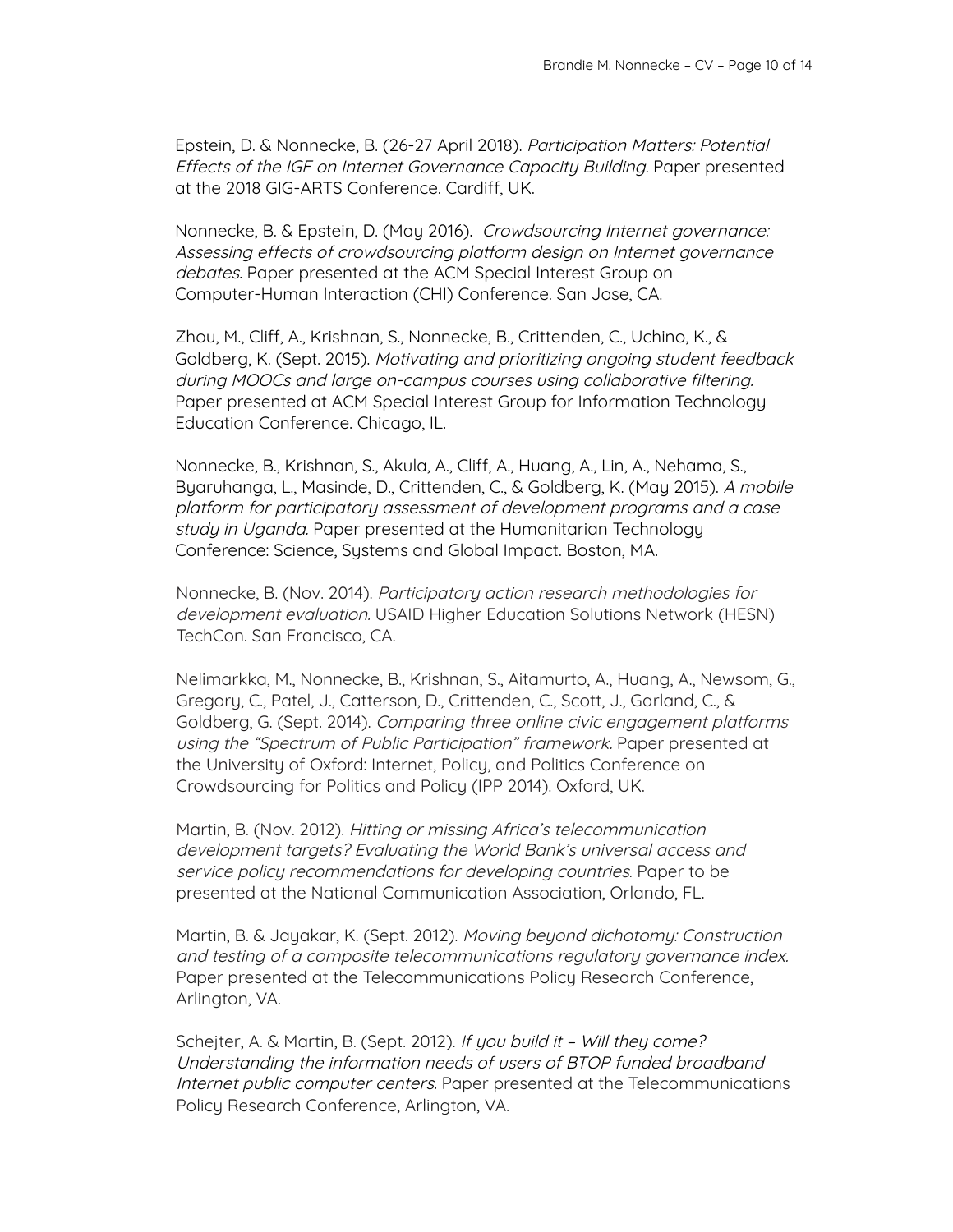Epstein, D. & Nonnecke, B. (26-27 April 2018). *Participation Matters: Potential Effects of the IGF on Internet Governance Capacity Building*. Paper presented at the 2018 GIG-ARTS Conference. Cardiff, UK.

Nonnecke, B. & Epstein, D. (May 2016). *Crowdsourcing Internet governance: Assessing effects of crowdsourcing platform design on Internet governance debates.* Paper presented at the ACM Special Interest Group on Computer-Human Interaction (CHI) Conference. San Jose, CA.

Zhou, M., Cliff, A., Krishnan, S., Nonnecke, B., Crittenden, C., Uchino, K., & Goldberg, K. (Sept. 2015). *Motivating and prioritizing ongoing student feedback during MOOCs and large on-campus courses using collaborative filtering.* Paper presented at ACM Special Interest Group for Information Technology Education Conference. Chicago, IL.

Nonnecke, B., Krishnan, S., Akula, A., Cliff, A., Huang, A., Lin, A., Nehama, S., Byaruhanga, L., Masinde, D., Crittenden, C., & Goldberg, K. (May 2015). *A mobile platform for participatory assessment of development programs and a case study in Uganda.* Paper presented at the Humanitarian Technology Conference: Science, Systems and Global Impact. Boston, MA.

Nonnecke, B. (Nov. 2014). *Participatory action research methodologies for development evaluation.* USAID Higher Education Solutions Network (HESN) TechCon. San Francisco, CA.

Nelimarkka, M., Nonnecke, B., Krishnan, S., Aitamurto, A., Huang, A., Newsom, G., Gregory, C., Patel, J., Catterson, D., Crittenden, C., Scott, J., Garland, C., & Goldberg, G. (Sept. 2014). *Comparing three online civic engagement platforms using the "Spectrum of Public Participation" framework.* Paper presented at the University of Oxford: Internet, Policy, and Politics Conference on Crowdsourcing for Politics and Policy (IPP 2014). Oxford, UK.

Martin, B. (Nov. 2012). *Hitting or missing Africa's telecommunication development targets? Evaluating the World Bank's universal access and service policy recommendations for developing countries.* Paper to be presented at the National Communication Association, Orlando, FL.

Martin, B. & Jayakar, K. (Sept. 2012). *Moving beyond dichotomy: Construction and testing of a composite telecommunications regulatory governance index.* Paper presented at the Telecommunications Policy Research Conference, Arlington, VA.

Schejter, A. & Martin, B. (Sept. 2012). *If you build it – Will they come? Understanding the information needs of users of BTOP funded broadband Internet public computer centers.* Paper presented at the Telecommunications Policy Research Conference, Arlington, VA.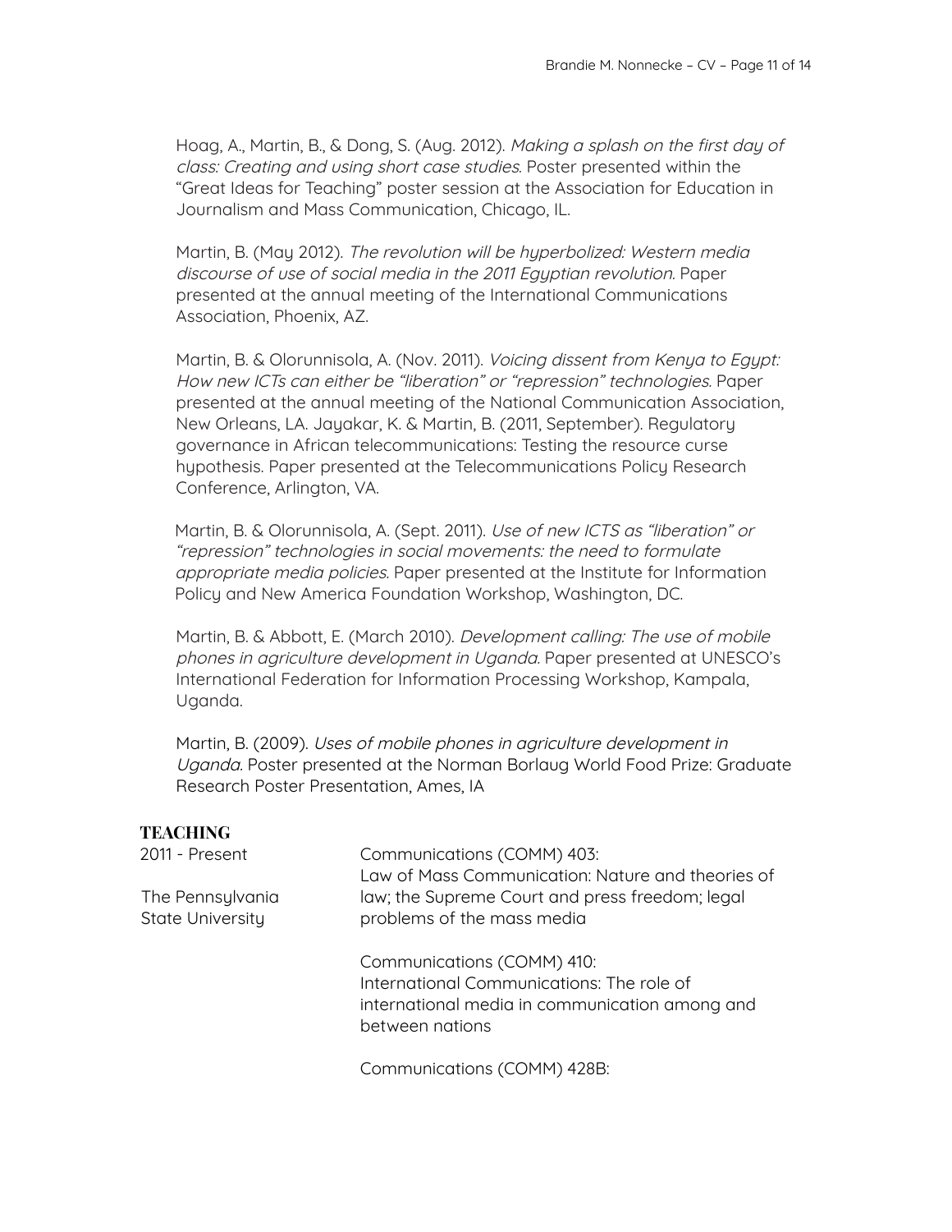Hoag, A., Martin, B., & Dong, S. (Aug. 2012). *Making a splash on the first day of class: Creating and using short case studies*. Poster presented within the "Great Ideas for Teaching" poster session at the Association for Education in Journalism and Mass Communication, Chicago, IL.

Martin, B. (May 2012). *The revolution will be hyperbolized: Western media discourse of use of social media in the 2011 Egyptian revolution.* Paper presented at the annual meeting of the International Communications Association, Phoenix, AZ.

Martin, B. & Olorunnisola, A. (Nov. 2011). *Voicing dissent from Kenya to Egypt: How new ICTs can either be "liberation" or "repression" technologies*. Paper presented at the annual meeting of the National Communication Association, New Orleans, LA. Jayakar, K. & Martin, B. (2011, September). Regulatory governance in African telecommunications: Testing the resource curse hypothesis. Paper presented at the Telecommunications Policy Research Conference, Arlington, VA.

Martin, B. & Olorunnisola, A. (Sept. 2011). *Use of new ICTS as "liberation" or "repression" technologies in social movements: the need to formulate appropriate media policies.* Paper presented at the Institute for Information Policy and New America Foundation Workshop, Washington, DC.

Martin, B. & Abbott, E. (March 2010). *Development calling: The use of mobile phones in agriculture development in Uganda.* Paper presented at UNESCO's International Federation for Information Processing Workshop, Kampala, Uganda.

Martin, B. (2009). *Uses of mobile phones in agriculture development in Uganda.* Poster presented at the Norman Borlaug World Food Prize: Graduate Research Poster Presentation, Ames, IA

## TEACHING

2011 - Present

The Pennsylvania State University

Communications (COMM) 403:
Law of Mass Communication: Nature and theories of law; the Supreme Court and press freedom; legal problems of the mass media

Communications (COMM) 410:
International Communications: The role of international media in communication among and between nations

Communications (COMM) 428B: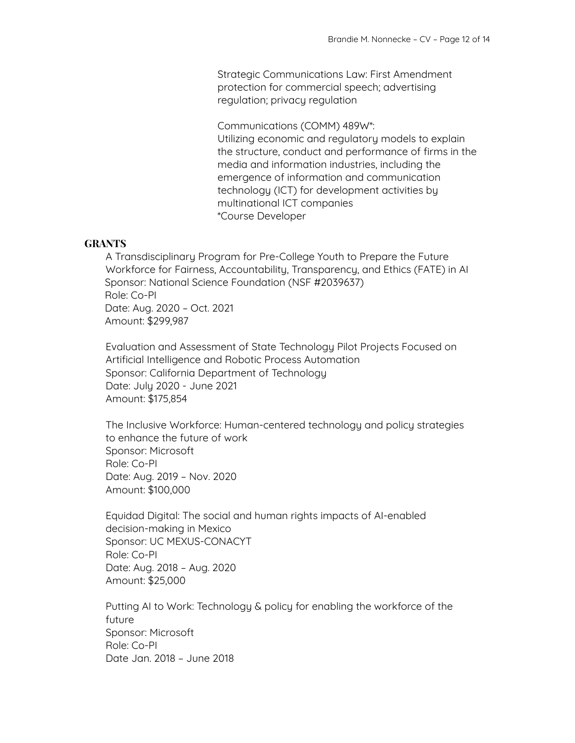Strategic Communications Law: First Amendment protection for commercial speech; advertising regulation; privacy regulation

Communications (COMM) 489W*:
Utilizing economic and regulatory models to explain the structure, conduct and performance of firms in the media and information industries, including the emergence of information and communication technology (ICT) for development activities by multinational ICT companies
*Course Developer

## GRANTS

A Transdisciplinary Program for Pre-College Youth to Prepare the Future Workforce for Fairness, Accountability, Transparency, and Ethics (FATE) in AI
Sponsor: National Science Foundation (NSF #2039637)
Role: Co-PI
Date: Aug. 2020 – Oct. 2021
Amount: $299,987

Evaluation and Assessment of State Technology Pilot Projects Focused on Artificial Intelligence and Robotic Process Automation
Sponsor: California Department of Technology
Date: July 2020 - June 2021
Amount: $175,854

The Inclusive Workforce: Human-centered technology and policy strategies to enhance the future of work
Sponsor: Microsoft
Role: Co-PI
Date: Aug. 2019 – Nov. 2020
Amount: $100,000

Equidad Digital: The social and human rights impacts of AI-enabled decision-making in Mexico
Sponsor: UC MEXUS-CONACYT
Role: Co-PI
Date: Aug. 2018 – Aug. 2020
Amount: $25,000

Putting AI to Work: Technology & policy for enabling the workforce of the future
Sponsor: Microsoft
Role: Co-PI
Date Jan. 2018 – June 2018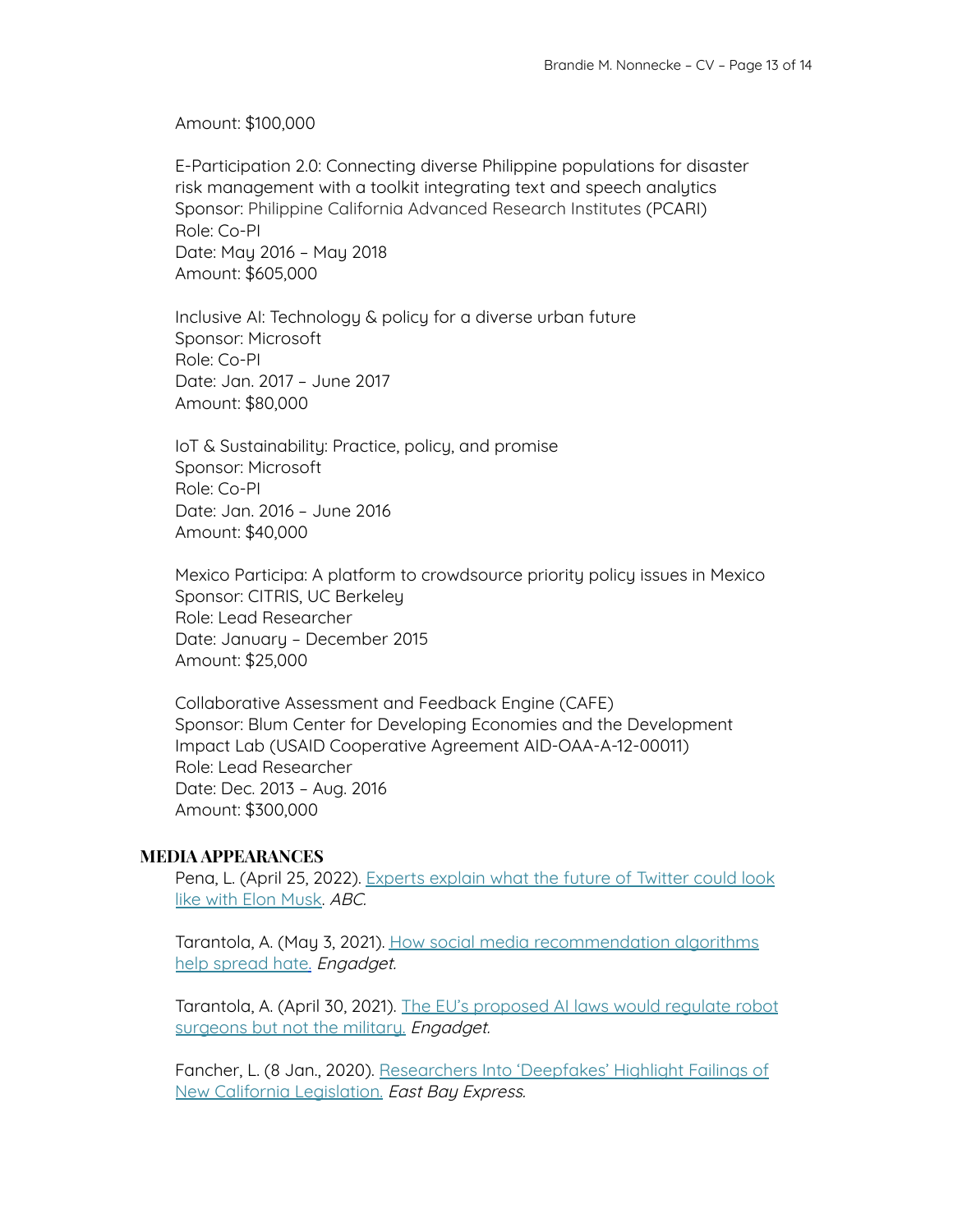Amount: $100,000

E-Participation 2.0: Connecting diverse Philippine populations for disaster risk management with a toolkit integrating text and speech analytics
Sponsor: Philippine California Advanced Research Institutes (PCARI)
Role: Co-PI
Date: May 2016 – May 2018
Amount: $605,000

Inclusive AI: Technology & policy for a diverse urban future
Sponsor: Microsoft
Role: Co-PI
Date: Jan. 2017 – June 2017
Amount: $80,000

IoT & Sustainability: Practice, policy, and promise
Sponsor: Microsoft
Role: Co-PI
Date: Jan. 2016 – June 2016
Amount: $40,000

Mexico Participa: A platform to crowdsource priority policy issues in Mexico
Sponsor: CITRIS, UC Berkeley
Role: Lead Researcher
Date: January – December 2015
Amount: $25,000

Collaborative Assessment and Feedback Engine (CAFE)
Sponsor: Blum Center for Developing Economies and the Development Impact Lab (USAID Cooperative Agreement AID-OAA-A-12-00011)
Role: Lead Researcher
Date: Dec. 2013 – Aug. 2016
Amount: $300,000

## MEDIA APPEARANCES

Pena, L. (April 25, 2022). Experts explain what the future of Twitter could look like with Elon Musk. *ABC.*

Tarantola, A. (May 3, 2021). How social media recommendation algorithms help spread hate. *Engadget.*

Tarantola, A. (April 30, 2021). The EU's proposed AI laws would regulate robot surgeons but not the military. *Engadget.*

Fancher, L. (8 Jan., 2020). Researchers Into 'Deepfakes' Highlight Failings of New California Legislation. *East Bay Express.*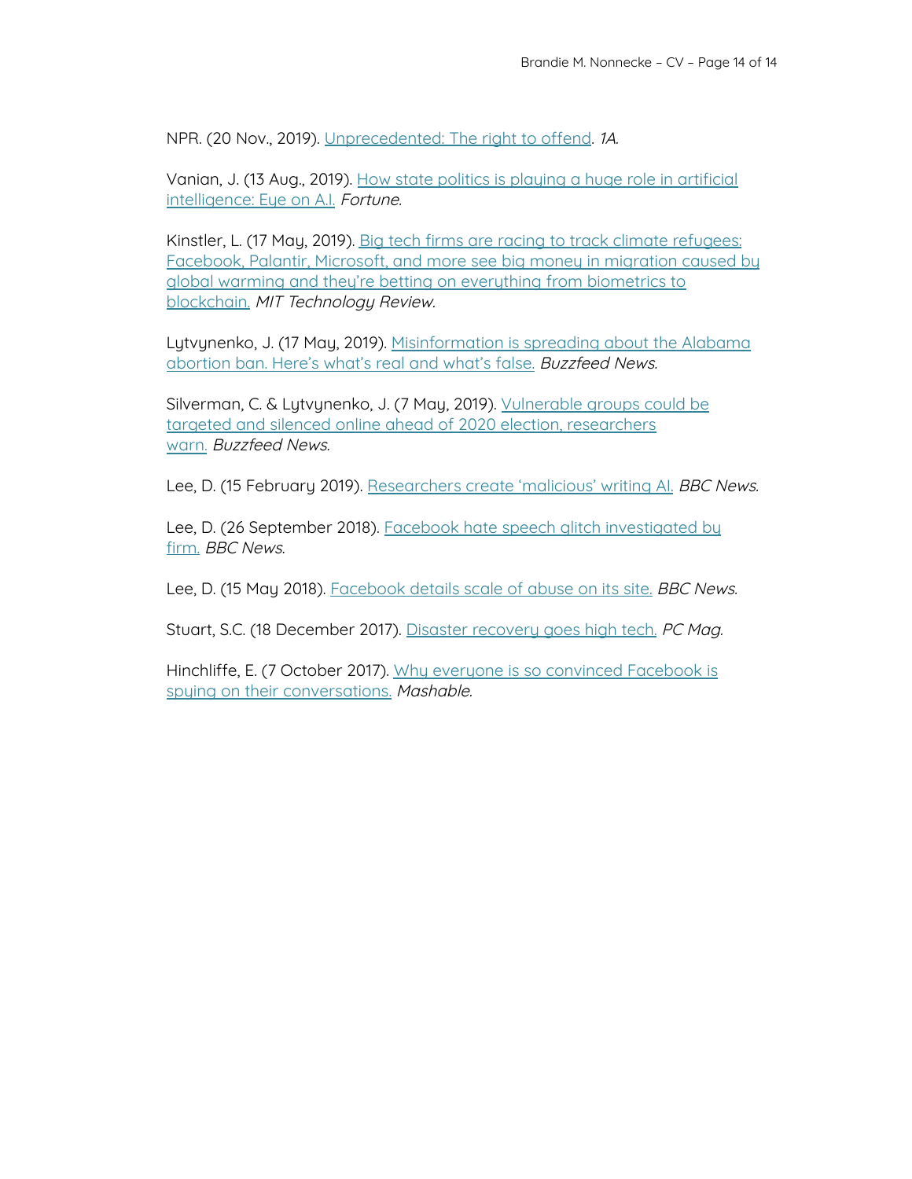NPR. (20 Nov., 2019). Unprecedented: The right to offend. *1A.*

Vanian, J. (13 Aug., 2019). How state politics is playing a huge role in artificial intelligence: Eye on A.I. *Fortune.*

Kinstler, L. (17 May, 2019). Big tech firms are racing to track climate refugees: Facebook, Palantir, Microsoft, and more see big money in migration caused by global warming and they're betting on everything from biometrics to blockchain. *MIT Technology Review.*

Lytvynenko, J. (17 May, 2019). Misinformation is spreading about the Alabama abortion ban. Here's what's real and what's false. *Buzzfeed News.*

Silverman, C. & Lytvynenko, J. (7 May, 2019). Vulnerable groups could be targeted and silenced online ahead of 2020 election, researchers warn. *Buzzfeed News.*

Lee, D. (15 February 2019). Researchers create 'malicious' writing AI. *BBC News.*

Lee, D. (26 September 2018). Facebook hate speech glitch investigated by firm. *BBC News.*

Lee, D. (15 May 2018). Facebook details scale of abuse on its site. *BBC News.*

Stuart, S.C. (18 December 2017). Disaster recovery goes high tech. *PC Mag.*

Hinchliffe, E. (7 October 2017). Why everyone is so convinced Facebook is spying on their conversations. *Mashable.*